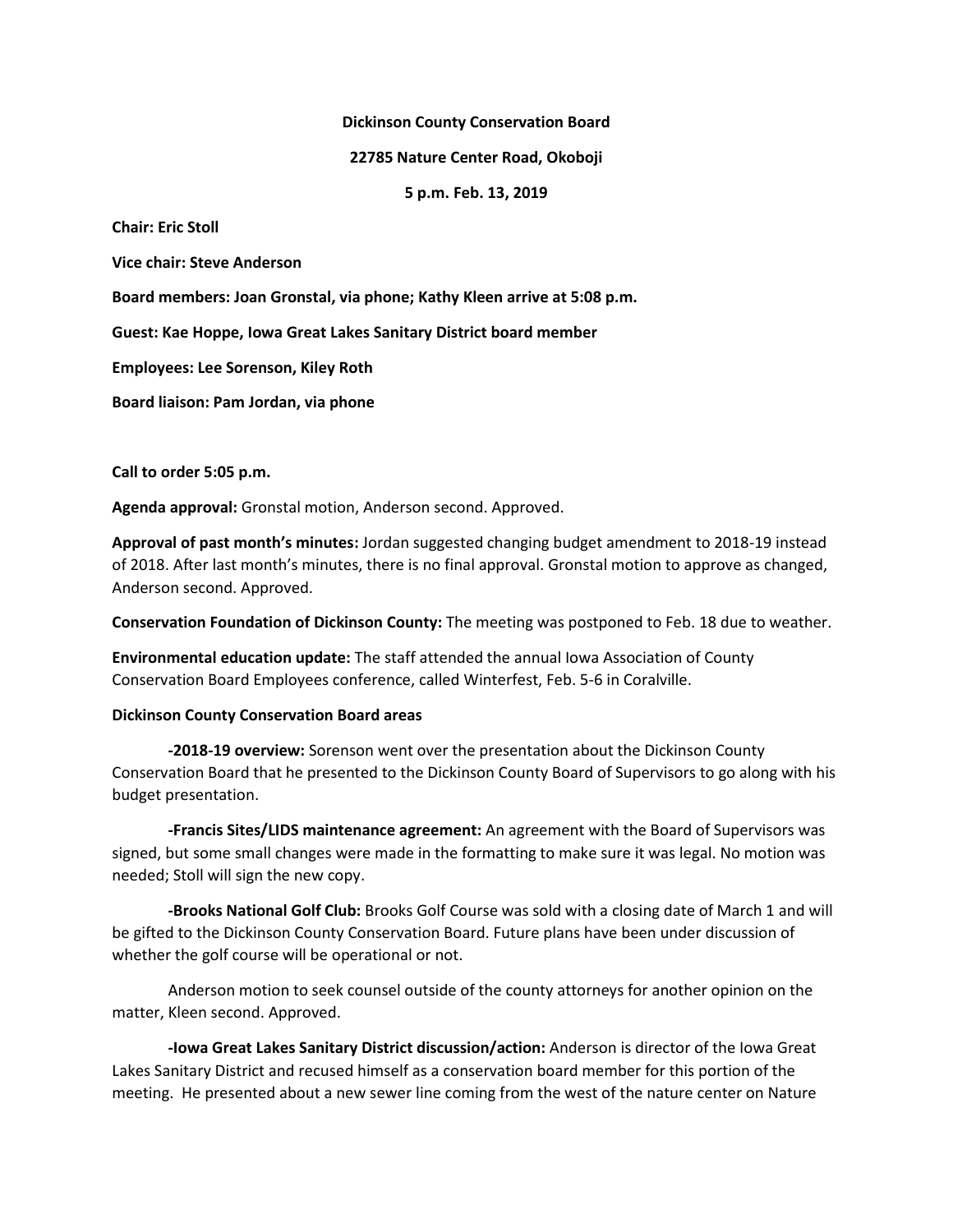**Dickinson County Conservation Board**

**22785 Nature Center Road, Okoboji**

**5 p.m. Feb. 13, 2019**

**Chair: Eric Stoll**

**Vice chair: Steve Anderson**

**Board members: Joan Gronstal, via phone; Kathy Kleen arrive at 5:08 p.m.**

**Guest: Kae Hoppe, Iowa Great Lakes Sanitary District board member**

**Employees: Lee Sorenson, Kiley Roth**

**Board liaison: Pam Jordan, via phone**

**Call to order 5:05 p.m.**

**Agenda approval:** Gronstal motion, Anderson second. Approved.

**Approval of past month's minutes:** Jordan suggested changing budget amendment to 2018-19 instead of 2018. After last month's minutes, there is no final approval. Gronstal motion to approve as changed, Anderson second. Approved.

**Conservation Foundation of Dickinson County:** The meeting was postponed to Feb. 18 due to weather.

**Environmental education update:** The staff attended the annual Iowa Association of County Conservation Board Employees conference, called Winterfest, Feb. 5-6 in Coralville.

**Dickinson County Conservation Board areas**

**-2018-19 overview:** Sorenson went over the presentation about the Dickinson County Conservation Board that he presented to the Dickinson County Board of Supervisors to go along with his budget presentation.

**-Francis Sites/LIDS maintenance agreement:** An agreement with the Board of Supervisors was signed, but some small changes were made in the formatting to make sure it was legal. No motion was needed; Stoll will sign the new copy.

**-Brooks National Golf Club:** Brooks Golf Course was sold with a closing date of March 1 and will be gifted to the Dickinson County Conservation Board. Future plans have been under discussion of whether the golf course will be operational or not.

Anderson motion to seek counsel outside of the county attorneys for another opinion on the matter, Kleen second. Approved.

**-Iowa Great Lakes Sanitary District discussion/action:** Anderson is director of the Iowa Great Lakes Sanitary District and recused himself as a conservation board member for this portion of the meeting. He presented about a new sewer line coming from the west of the nature center on Nature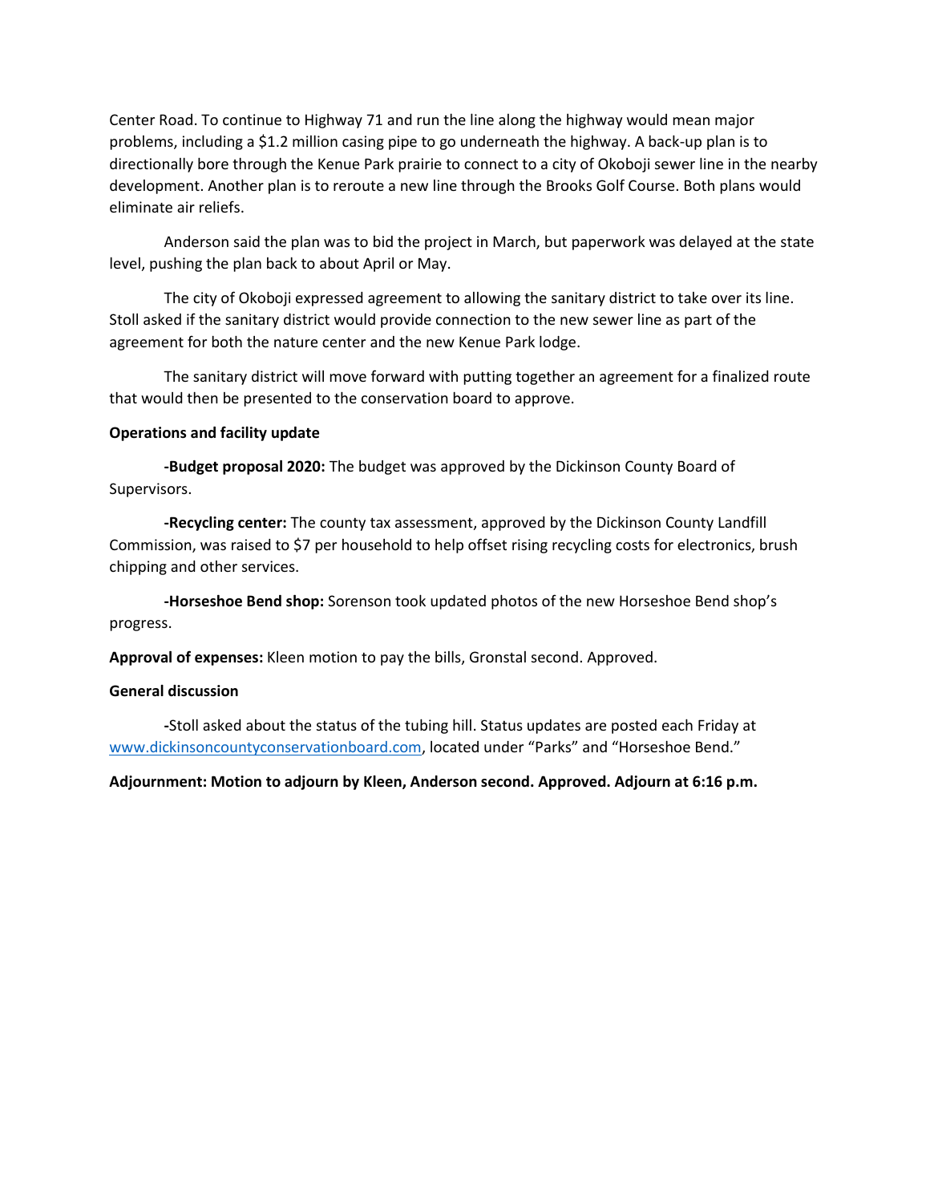Center Road. To continue to Highway 71 and run the line along the highway would mean major problems, including a $1.2 million casing pipe to go underneath the highway. A back-up plan is to directionally bore through the Kenue Park prairie to connect to a city of Okoboji sewer line in the nearby development. Another plan is to reroute a new line through the Brooks Golf Course. Both plans would eliminate air reliefs.

Anderson said the plan was to bid the project in March, but paperwork was delayed at the state level, pushing the plan back to about April or May.

The city of Okoboji expressed agreement to allowing the sanitary district to take over its line. Stoll asked if the sanitary district would provide connection to the new sewer line as part of the agreement for both the nature center and the new Kenue Park lodge.

The sanitary district will move forward with putting together an agreement for a finalized route that would then be presented to the conservation board to approve.

**Operations and facility update**

**-Budget proposal 2020:** The budget was approved by the Dickinson County Board of Supervisors.

**-Recycling center:** The county tax assessment, approved by the Dickinson County Landfill Commission, was raised to $7 per household to help offset rising recycling costs for electronics, brush chipping and other services.

**-Horseshoe Bend shop:** Sorenson took updated photos of the new Horseshoe Bend shop's progress.

**Approval of expenses:** Kleen motion to pay the bills, Gronstal second. Approved.

**General discussion**

-Stoll asked about the status of the tubing hill. Status updates are posted each Friday at www.dickinsoncountyconservationboard.com, located under "Parks" and "Horseshoe Bend."

**Adjournment: Motion to adjourn by Kleen, Anderson second. Approved. Adjourn at 6:16 p.m.**